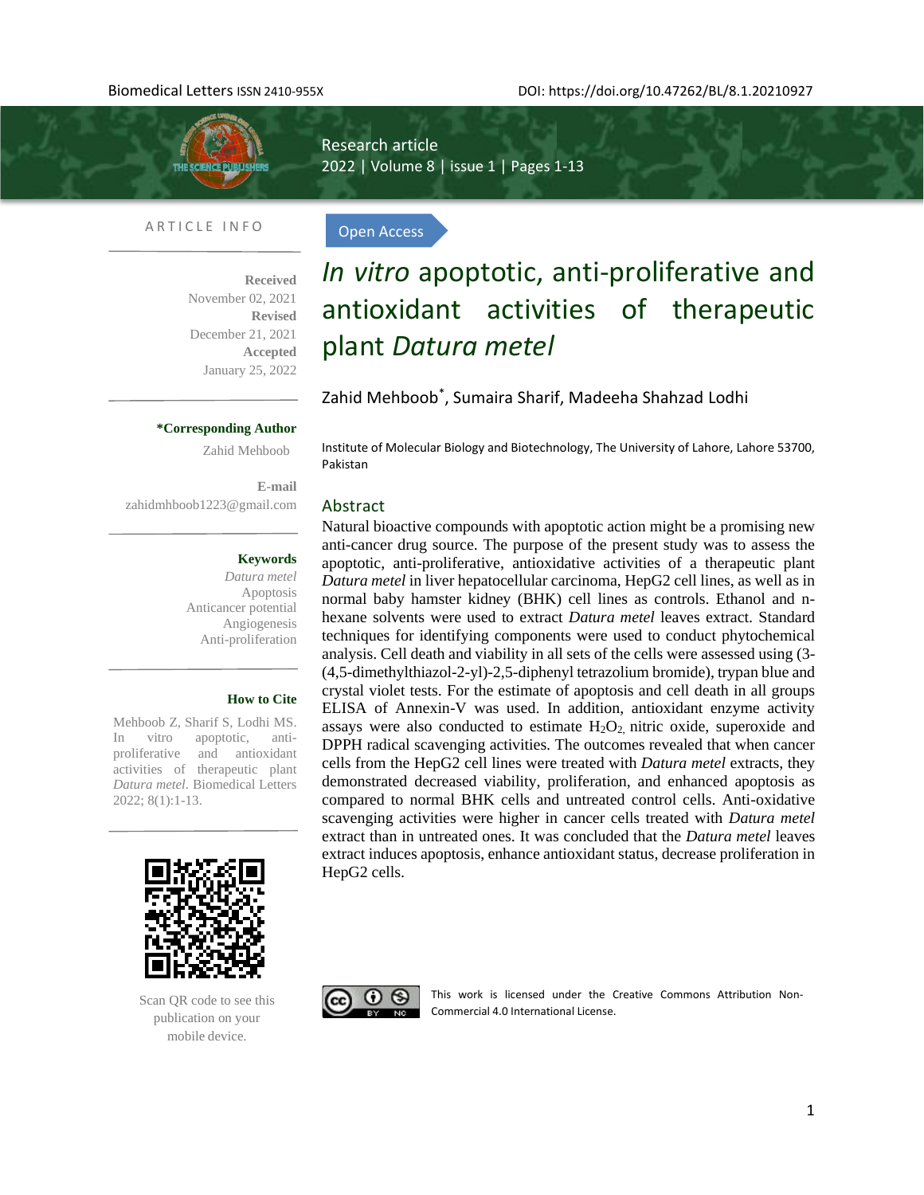Research article

Open Access

# *In vitro* apoptotic, anti-proliferative and antioxidant activities of therapeutic plant *Datura metel*

Zahid Mehboob*, Sumaira Sharif, Madeeha Shahzad Lodhi

Institute of Molecular Biology and Biotechnology, The University of Lahore, Lahore 53700, Pakistan

## ARTICLE INFO

**Received**
November 02, 2021
**Revised**
December 21, 2021
**Accepted**
January 25, 2022

***Corresponding Author**
Zahid Mehboob

**E-mail**
zahidmhboob1223@gmail.com

**Keywords**
*Datura metel*
Apoptosis
Anticancer potential
Angiogenesis
Anti-proliferation

**How to Cite**
Mehboob Z, Sharif S, Lodhi MS. In vitro apoptotic, anti-proliferative and antioxidant activities of therapeutic plant *Datura metel*. Biomedical Letters 2022; 8(1):1-13.

Scan QR code to see this publication on your mobile device.

## Abstract

Natural bioactive compounds with apoptotic action might be a promising new anti-cancer drug source. The purpose of the present study was to assess the apoptotic, anti-proliferative, antioxidative activities of a therapeutic plant *Datura metel* in liver hepatocellular carcinoma, HepG2 cell lines, as well as in normal baby hamster kidney (BHK) cell lines as controls. Ethanol and n-hexane solvents were used to extract *Datura metel* leaves extract. Standard techniques for identifying components were used to conduct phytochemical analysis. Cell death and viability in all sets of the cells were assessed using (3-(4,5-dimethylthiazol-2-yl)-2,5-diphenyl tetrazolium bromide), trypan blue and crystal violet tests. For the estimate of apoptosis and cell death in all groups ELISA of Annexin-V was used. In addition, antioxidant enzyme activity assays were also conducted to estimate $H_2O_2$, nitric oxide, superoxide and DPPH radical scavenging activities. The outcomes revealed that when cancer cells from the HepG2 cell lines were treated with *Datura metel* extracts, they demonstrated decreased viability, proliferation, and enhanced apoptosis as compared to normal BHK cells and untreated control cells. Anti-oxidative scavenging activities were higher in cancer cells treated with *Datura metel* extract than in untreated ones. It was concluded that the *Datura metel* leaves extract induces apoptosis, enhance antioxidant status, decrease proliferation in HepG2 cells.

This work is licensed under the Creative Commons Attribution Non-Commercial 4.0 International License.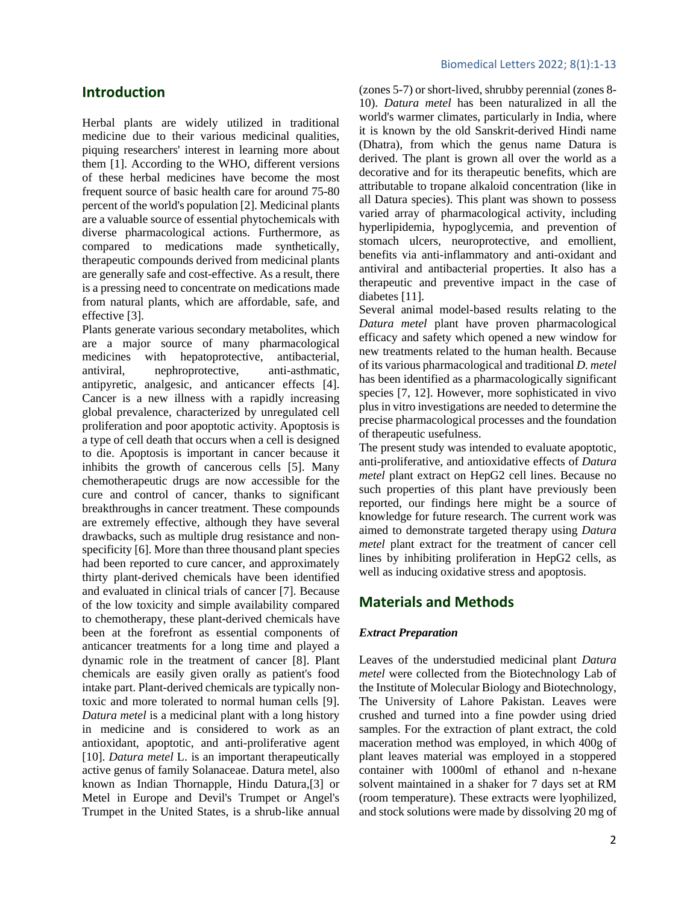## Introduction

Herbal plants are widely utilized in traditional medicine due to their various medicinal qualities, piquing researchers' interest in learning more about them [1]. According to the WHO, different versions of these herbal medicines have become the most frequent source of basic health care for around 75-80 percent of the world's population [2]. Medicinal plants are a valuable source of essential phytochemicals with diverse pharmacological actions. Furthermore, as compared to medications made synthetically, therapeutic compounds derived from medicinal plants are generally safe and cost-effective. As a result, there is a pressing need to concentrate on medications made from natural plants, which are affordable, safe, and effective [3].

Plants generate various secondary metabolites, which are a major source of many pharmacological medicines with hepatoprotective, antibacterial, antiviral, nephroprotective, anti-asthmatic, antipyretic, analgesic, and anticancer effects [4]. Cancer is a new illness with a rapidly increasing global prevalence, characterized by unregulated cell proliferation and poor apoptotic activity. Apoptosis is a type of cell death that occurs when a cell is designed to die. Apoptosis is important in cancer because it inhibits the growth of cancerous cells [5]. Many chemotherapeutic drugs are now accessible for the cure and control of cancer, thanks to significant breakthroughs in cancer treatment. These compounds are extremely effective, although they have several drawbacks, such as multiple drug resistance and non-specificity [6]. More than three thousand plant species had been reported to cure cancer, and approximately thirty plant-derived chemicals have been identified and evaluated in clinical trials of cancer [7]. Because of the low toxicity and simple availability compared to chemotherapy, these plant-derived chemicals have been at the forefront as essential components of anticancer treatments for a long time and played a dynamic role in the treatment of cancer [8]. Plant chemicals are easily given orally as patient's food intake part. Plant-derived chemicals are typically non-toxic and more tolerated to normal human cells [9]. *Datura metel* is a medicinal plant with a long history in medicine and is considered to work as an antioxidant, apoptotic, and anti-proliferative agent [10]. *Datura metel* L. is an important therapeutically active genus of family Solanaceae. Datura metel, also known as Indian Thornapple, Hindu Datura,[3] or Metel in Europe and Devil's Trumpet or Angel's Trumpet in the United States, is a shrub-like annual (zones 5-7) or short-lived, shrubby perennial (zones 8-10). *Datura metel* has been naturalized in all the world's warmer climates, particularly in India, where it is known by the old Sanskrit-derived Hindi name (Dhatra), from which the genus name Datura is derived. The plant is grown all over the world as a decorative and for its therapeutic benefits, which are attributable to tropane alkaloid concentration (like in all Datura species). This plant was shown to possess varied array of pharmacological activity, including hyperlipidemia, hypoglycemia, and prevention of stomach ulcers, neuroprotective, and emollient, benefits via anti-inflammatory and anti-oxidant and antiviral and antibacterial properties. It also has a therapeutic and preventive impact in the case of diabetes [11].

Several animal model-based results relating to the *Datura metel* plant have proven pharmacological efficacy and safety which opened a new window for new treatments related to the human health. Because of its various pharmacological and traditional *D. metel* has been identified as a pharmacologically significant species [7, 12]. However, more sophisticated in vivo plus in vitro investigations are needed to determine the precise pharmacological processes and the foundation of therapeutic usefulness.

The present study was intended to evaluate apoptotic, anti-proliferative, and antioxidative effects of *Datura metel* plant extract on HepG2 cell lines. Because no such properties of this plant have previously been reported, our findings here might be a source of knowledge for future research. The current work was aimed to demonstrate targeted therapy using *Datura metel* plant extract for the treatment of cancer cell lines by inhibiting proliferation in HepG2 cells, as well as inducing oxidative stress and apoptosis.

## Materials and Methods

### *Extract Preparation*

Leaves of the understudied medicinal plant *Datura metel* were collected from the Biotechnology Lab of the Institute of Molecular Biology and Biotechnology, The University of Lahore Pakistan. Leaves were crushed and turned into a fine powder using dried samples. For the extraction of plant extract, the cold maceration method was employed, in which 400g of plant leaves material was employed in a stoppered container with 1000ml of ethanol and n-hexane solvent maintained in a shaker for 7 days set at RM (room temperature). These extracts were lyophilized, and stock solutions were made by dissolving 20 mg of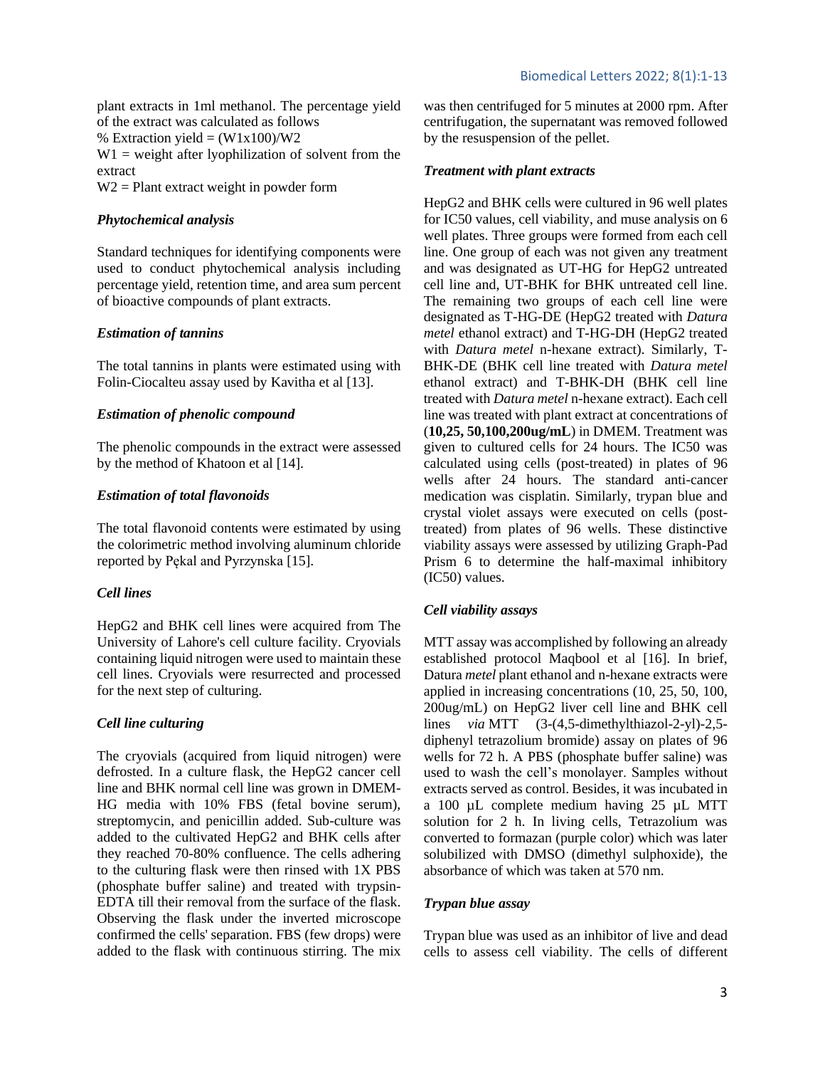plant extracts in 1ml methanol. The percentage yield of the extract was calculated as follows

% Extraction yield = (W1x100)/W2

W1 = weight after lyophilization of solvent from the extract

W2 = Plant extract weight in powder form

### *Phytochemical analysis*

Standard techniques for identifying components were used to conduct phytochemical analysis including percentage yield, retention time, and area sum percent of bioactive compounds of plant extracts.

### *Estimation of tannins*

The total tannins in plants were estimated using with Folin-Ciocalteu assay used by Kavitha et al [13].

### *Estimation of phenolic compound*

The phenolic compounds in the extract were assessed by the method of Khatoon et al [14].

### *Estimation of total flavonoids*

The total flavonoid contents were estimated by using the colorimetric method involving aluminum chloride reported by Pękal and Pyrzynska [15].

### *Cell lines*

HepG2 and BHK cell lines were acquired from The University of Lahore's cell culture facility. Cryovials containing liquid nitrogen were used to maintain these cell lines. Cryovials were resurrected and processed for the next step of culturing.

### *Cell line culturing*

The cryovials (acquired from liquid nitrogen) were defrosted. In a culture flask, the HepG2 cancer cell line and BHK normal cell line was grown in DMEM-HG media with 10% FBS (fetal bovine serum), streptomycin, and penicillin added. Sub-culture was added to the cultivated HepG2 and BHK cells after they reached 70-80% confluence. The cells adhering to the culturing flask were then rinsed with 1X PBS (phosphate buffer saline) and treated with trypsin-EDTA till their removal from the surface of the flask. Observing the flask under the inverted microscope confirmed the cells' separation. FBS (few drops) were added to the flask with continuous stirring. The mix was then centrifuged for 5 minutes at 2000 rpm. After centrifugation, the supernatant was removed followed by the resuspension of the pellet.

### *Treatment with plant extracts*

HepG2 and BHK cells were cultured in 96 well plates for IC50 values, cell viability, and muse analysis on 6 well plates. Three groups were formed from each cell line. One group of each was not given any treatment and was designated as UT-HG for HepG2 untreated cell line and, UT-BHK for BHK untreated cell line. The remaining two groups of each cell line were designated as T-HG-DE (HepG2 treated with *Datura metel* ethanol extract) and T-HG-DH (HepG2 treated with *Datura metel* n-hexane extract). Similarly, T-BHK-DE (BHK cell line treated with *Datura metel* ethanol extract) and T-BHK-DH (BHK cell line treated with *Datura metel* n-hexane extract). Each cell line was treated with plant extract at concentrations of (**10,25, 50,100,200ug/mL**) in DMEM. Treatment was given to cultured cells for 24 hours. The IC50 was calculated using cells (post-treated) in plates of 96 wells after 24 hours. The standard anti-cancer medication was cisplatin. Similarly, trypan blue and crystal violet assays were executed on cells (post-treated) from plates of 96 wells. These distinctive viability assays were assessed by utilizing Graph-Pad Prism 6 to determine the half-maximal inhibitory (IC50) values.

### *Cell viability assays*

MTT assay was accomplished by following an already established protocol Maqbool et al [16]. In brief, Datura *metel* plant ethanol and n-hexane extracts were applied in increasing concentrations (10, 25, 50, 100, 200ug/mL) on HepG2 liver cell line and BHK cell lines *via* MTT (3-(4,5-dimethylthiazol-2-yl)-2,5-diphenyl tetrazolium bromide) assay on plates of 96 wells for 72 h. A PBS (phosphate buffer saline) was used to wash the cell's monolayer. Samples without extracts served as control. Besides, it was incubated in a 100 µL complete medium having 25 µL MTT solution for 2 h. In living cells, Tetrazolium was converted to formazan (purple color) which was later solubilized with DMSO (dimethyl sulphoxide), the absorbance of which was taken at 570 nm.

### *Trypan blue assay*

Trypan blue was used as an inhibitor of live and dead cells to assess cell viability. The cells of different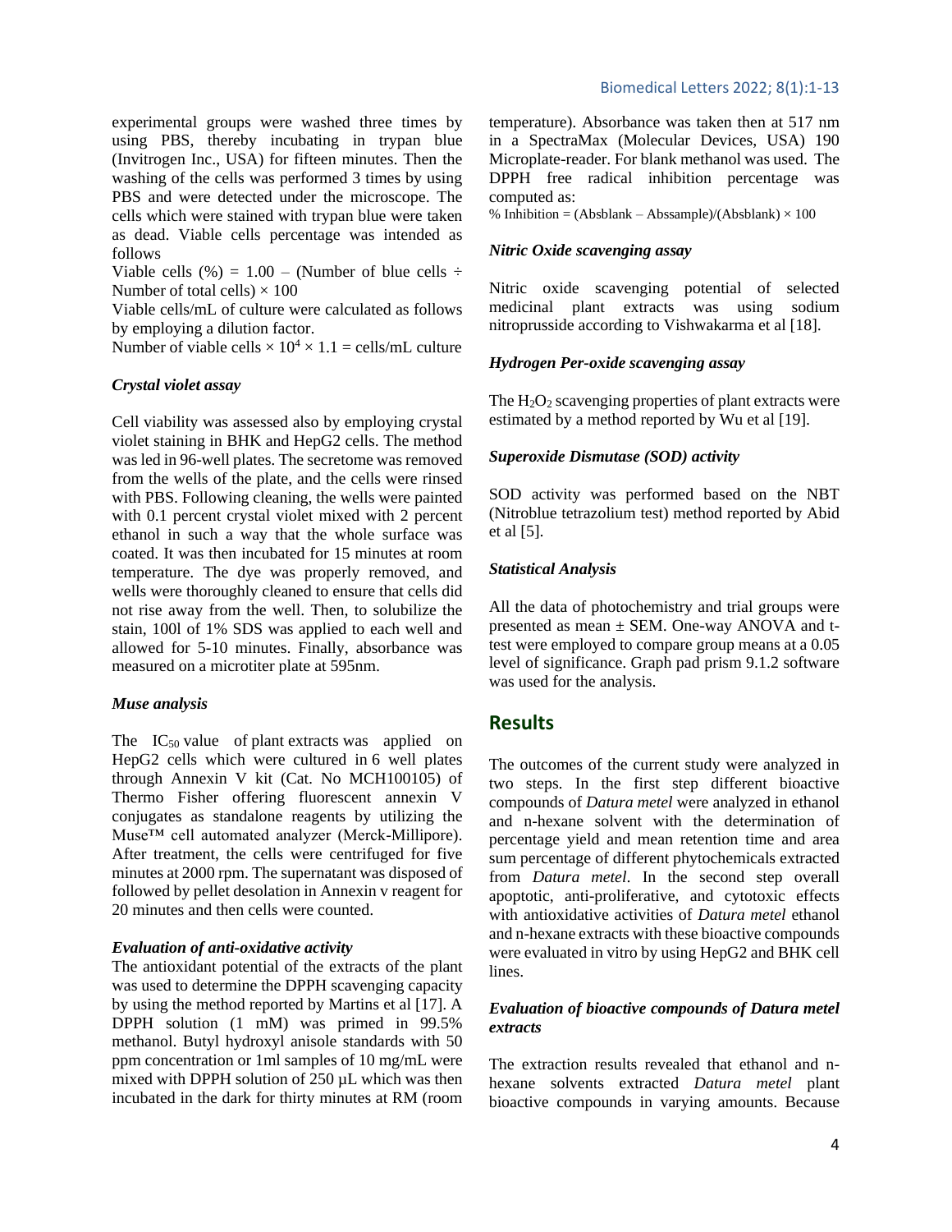experimental groups were washed three times by using PBS, thereby incubating in trypan blue (Invitrogen Inc., USA) for fifteen minutes. Then the washing of the cells was performed 3 times by using PBS and were detected under the microscope. The cells which were stained with trypan blue were taken as dead. Viable cells percentage was intended as follows

Viable cells (%) = 1.00 – (Number of blue cells ÷ Number of total cells) × 100

Viable cells/mL of culture were calculated as follows by employing a dilution factor.

Number of viable cells × $10^4$ × 1.1 = cells/mL culture

### *Crystal violet assay*

Cell viability was assessed also by employing crystal violet staining in BHK and HepG2 cells. The method was led in 96-well plates. The secretome was removed from the wells of the plate, and the cells were rinsed with PBS. Following cleaning, the wells were painted with 0.1 percent crystal violet mixed with 2 percent ethanol in such a way that the whole surface was coated. It was then incubated for 15 minutes at room temperature. The dye was properly removed, and wells were thoroughly cleaned to ensure that cells did not rise away from the well. Then, to solubilize the stain, 100l of 1% SDS was applied to each well and allowed for 5-10 minutes. Finally, absorbance was measured on a microtiter plate at 595nm.

### *Muse analysis*

The $IC_{50}$ value of plant extracts was applied on HepG2 cells which were cultured in 6 well plates through Annexin V kit (Cat. No MCH100105) of Thermo Fisher offering fluorescent annexin V conjugates as standalone reagents by utilizing the Muse™ cell automated analyzer (Merck-Millipore). After treatment, the cells were centrifuged for five minutes at 2000 rpm. The supernatant was disposed of followed by pellet desolation in Annexin v reagent for 20 minutes and then cells were counted.

### *Evaluation of anti-oxidative activity*

The antioxidant potential of the extracts of the plant was used to determine the DPPH scavenging capacity by using the method reported by Martins et al [17]. A DPPH solution (1 mM) was primed in 99.5% methanol. Butyl hydroxyl anisole standards with 50 ppm concentration or 1ml samples of 10 mg/mL were mixed with DPPH solution of 250 µL which was then incubated in the dark for thirty minutes at RM (room temperature). Absorbance was taken then at 517 nm in a SpectraMax (Molecular Devices, USA) 190 Microplate-reader. For blank methanol was used. The DPPH free radical inhibition percentage was computed as:

% Inhibition = (Absblank – Abssample)/(Absblank) × 100

### *Nitric Oxide scavenging assay*

Nitric oxide scavenging potential of selected medicinal plant extracts was using sodium nitroprusside according to Vishwakarma et al [18].

### *Hydrogen Per-oxide scavenging assay*

The $H_2O_2$ scavenging properties of plant extracts were estimated by a method reported by Wu et al [19].

### *Superoxide Dismutase (SOD) activity*

SOD activity was performed based on the NBT (Nitroblue tetrazolium test) method reported by Abid et al [5].

### *Statistical Analysis*

All the data of photochemistry and trial groups were presented as mean ± SEM. One-way ANOVA and t-test were employed to compare group means at a 0.05 level of significance. Graph pad prism 9.1.2 software was used for the analysis.

## Results

The outcomes of the current study were analyzed in two steps. In the first step different bioactive compounds of *Datura metel* were analyzed in ethanol and n-hexane solvent with the determination of percentage yield and mean retention time and area sum percentage of different phytochemicals extracted from *Datura metel*. In the second step overall apoptotic, anti-proliferative, and cytotoxic effects with antioxidative activities of *Datura metel* ethanol and n-hexane extracts with these bioactive compounds were evaluated in vitro by using HepG2 and BHK cell lines.

### *Evaluation of bioactive compounds of Datura metel extracts*

The extraction results revealed that ethanol and n-hexane solvents extracted *Datura metel* plant bioactive compounds in varying amounts. Because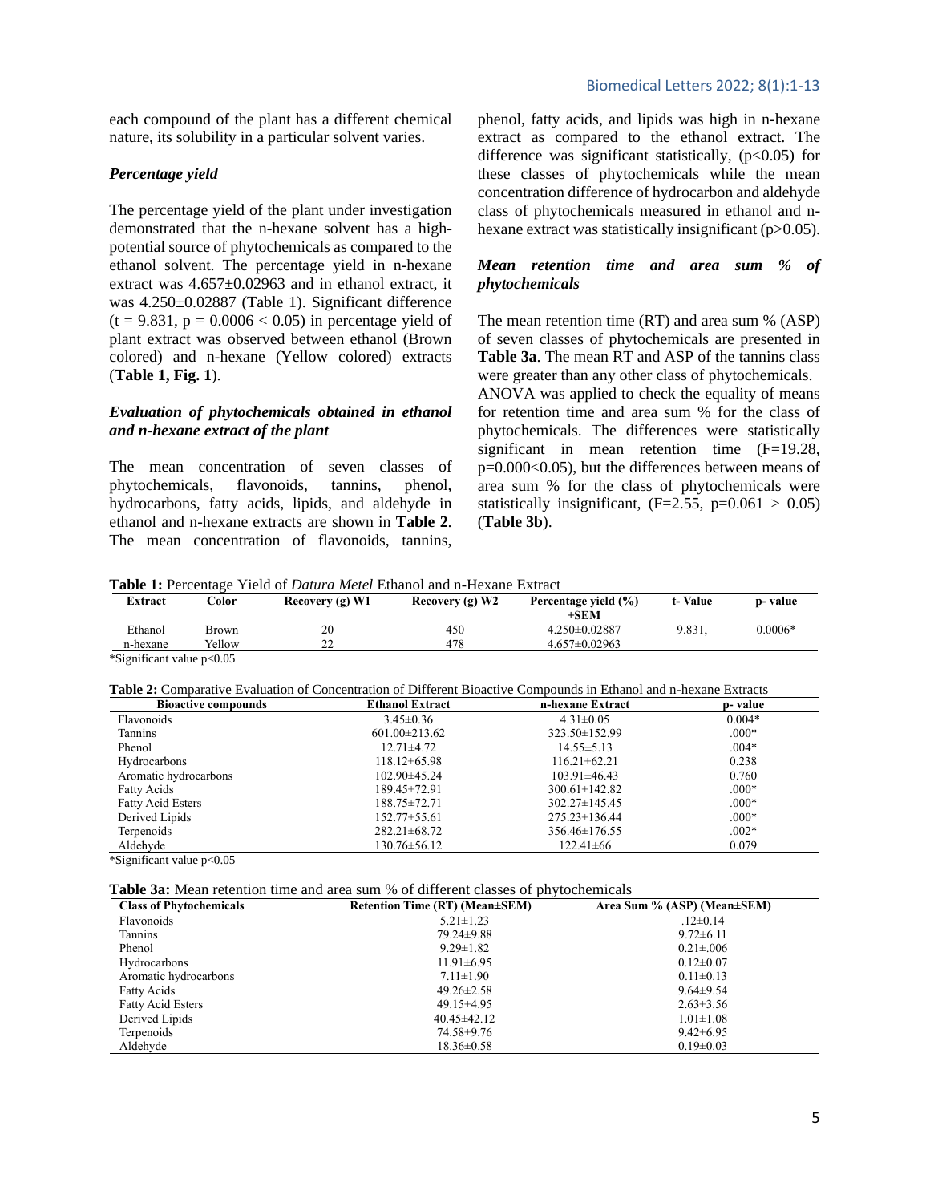each compound of the plant has a different chemical nature, its solubility in a particular solvent varies.

### *Percentage yield*

The percentage yield of the plant under investigation demonstrated that the n-hexane solvent has a high-potential source of phytochemicals as compared to the ethanol solvent. The percentage yield in n-hexane extract was 4.657±0.02963 and in ethanol extract, it was 4.250±0.02887 (Table 1). Significant difference ($t = 9.831$, $p = 0.0006 < 0.05$) in percentage yield of plant extract was observed between ethanol (Brown colored) and n-hexane (Yellow colored) extracts (**Table 1, Fig. 1**).

### *Evaluation of phytochemicals obtained in ethanol and n-hexane extract of the plant*

The mean concentration of seven classes of phytochemicals, flavonoids, tannins, phenol, hydrocarbons, fatty acids, lipids, and aldehyde in ethanol and n-hexane extracts are shown in **Table 2**. The mean concentration of flavonoids, tannins, phenol, fatty acids, and lipids was high in n-hexane extract as compared to the ethanol extract. The difference was significant statistically, ($p<0.05$) for these classes of phytochemicals while the mean concentration difference of hydrocarbon and aldehyde class of phytochemicals measured in ethanol and n-hexane extract was statistically insignificant ($p>0.05$).

### *Mean retention time and area sum % of phytochemicals*

The mean retention time (RT) and area sum % (ASP) of seven classes of phytochemicals are presented in **Table 3a**. The mean RT and ASP of the tannins class were greater than any other class of phytochemicals. ANOVA was applied to check the equality of means for retention time and area sum % for the class of phytochemicals. The differences were statistically significant in mean retention time ($F=19.28$, $p=0.000<0.05$), but the differences between means of area sum % for the class of phytochemicals were statistically insignificant, ($F=2.55$, $p=0.061 > 0.05$) (**Table 3b**).

**Table 1:** Percentage Yield of *Datura Metel* Ethanol and n-Hexane Extract

| Extract | Color | Recovery (g) W1 | Recovery (g) W2 | Percentage yield (%) ±SEM | t- Value | p- value |
|---|---|---|---|---|---|---|
| Ethanol | Brown | 20 | 450 | 4.250±0.02887 | 9.831, | 0.0006* |
| n-hexane | Yellow | 22 | 478 | 4.657±0.02963 | | |

*Significant value $p<0.05$

**Table 2:** Comparative Evaluation of Concentration of Different Bioactive Compounds in Ethanol and n-hexane Extracts

| Bioactive compounds | Ethanol Extract | n-hexane Extract | p- value |
|---|---|---|---|
| Flavonoids | 3.45±0.36 | 4.31±0.05 | 0.004* |
| Tannins | 601.00±213.62 | 323.50±152.99 | .000* |
| Phenol | 12.71±4.72 | 14.55±5.13 | .004* |
| Hydrocarbons | 118.12±65.98 | 116.21±62.21 | 0.238 |
| Aromatic hydrocarbons | 102.90±45.24 | 103.91±46.43 | 0.760 |
| Fatty Acids | 189.45±72.91 | 300.61±142.82 | .000* |
| Fatty Acid Esters | 188.75±72.71 | 302.27±145.45 | .000* |
| Derived Lipids | 152.77±55.61 | 275.23±136.44 | .000* |
| Terpenoids | 282.21±68.72 | 356.46±176.55 | .002* |
| Aldehyde | 130.76±56.12 | 122.41±66 | 0.079 |

*Significant value $p<0.05$

**Table 3a:** Mean retention time and area sum % of different classes of phytochemicals

| Class of Phytochemicals | Retention Time (RT) (Mean±SEM) | Area Sum % (ASP) (Mean±SEM) |
|---|---|---|
| Flavonoids | 5.21±1.23 | .12±0.14 |
| Tannins | 79.24±9.88 | 9.72±6.11 |
| Phenol | 9.29±1.82 | 0.21±.006 |
| Hydrocarbons | 11.91±6.95 | 0.12±0.07 |
| Aromatic hydrocarbons | 7.11±1.90 | 0.11±0.13 |
| Fatty Acids | 49.26±2.58 | 9.64±9.54 |
| Fatty Acid Esters | 49.15±4.95 | 2.63±3.56 |
| Derived Lipids | 40.45±42.12 | 1.01±1.08 |
| Terpenoids | 74.58±9.76 | 9.42±6.95 |
| Aldehyde | 18.36±0.58 | 0.19±0.03 |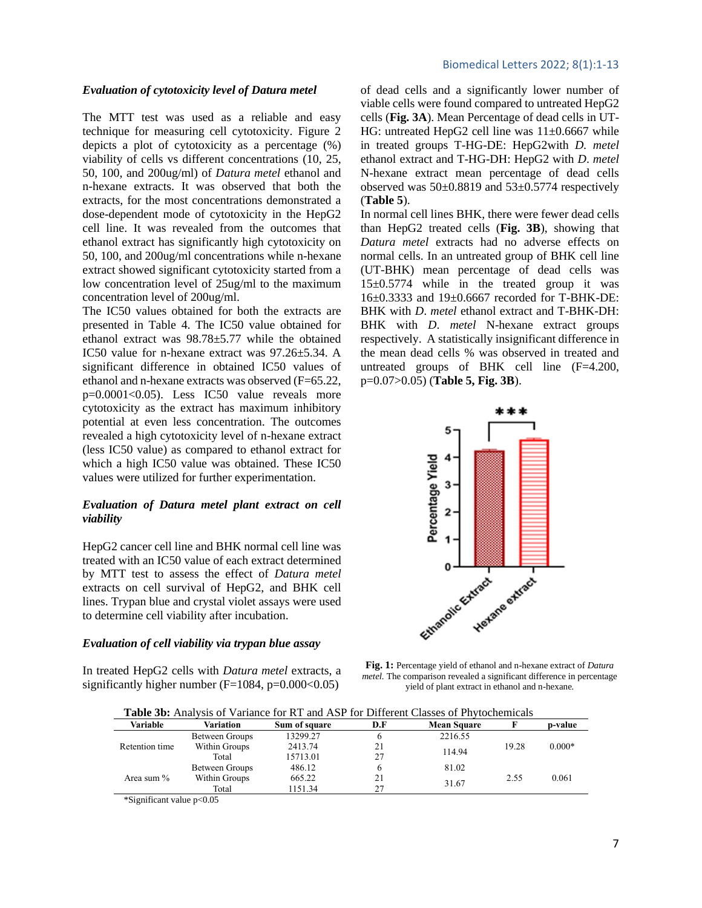### *Evaluation of cytotoxicity level of Datura metel*

The MTT test was used as a reliable and easy technique for measuring cell cytotoxicity. Figure 2 depicts a plot of cytotoxicity as a percentage (%) viability of cells vs different concentrations (10, 25, 50, 100, and 200ug/ml) of *Datura metel* ethanol and n-hexane extracts. It was observed that both the extracts, for the most concentrations demonstrated a dose-dependent mode of cytotoxicity in the HepG2 cell line. It was revealed from the outcomes that ethanol extract has significantly high cytotoxicity on 50, 100, and 200ug/ml concentrations while n-hexane extract showed significant cytotoxicity started from a low concentration level of 25ug/ml to the maximum concentration level of 200ug/ml.

The IC50 values obtained for both the extracts are presented in Table 4. The IC50 value obtained for ethanol extract was 98.78±5.77 while the obtained IC50 value for n-hexane extract was 97.26±5.34. A significant difference in obtained IC50 values of ethanol and n-hexane extracts was observed ($F=65.22$, $p=0.0001<0.05$). Less IC50 value reveals more cytotoxicity as the extract has maximum inhibitory potential at even less concentration. The outcomes revealed a high cytotoxicity level of n-hexane extract (less IC50 value) as compared to ethanol extract for which a high IC50 value was obtained. These IC50 values were utilized for further experimentation.

### *Evaluation of Datura metel plant extract on cell viability*

HepG2 cancer cell line and BHK normal cell line was treated with an IC50 value of each extract determined by MTT test to assess the effect of *Datura metel* extracts on cell survival of HepG2, and BHK cell lines. Trypan blue and crystal violet assays were used to determine cell viability after incubation.

### *Evaluation of cell viability via trypan blue assay*

In treated HepG2 cells with *Datura metel* extracts, a significantly higher number ($F=1084$, $p=0.000<0.05$) of dead cells and a significantly lower number of viable cells were found compared to untreated HepG2 cells (**Fig. 3A**). Mean Percentage of dead cells in UT-HG: untreated HepG2 cell line was 11±0.6667 while in treated groups T-HG-DE: HepG2with *D. metel* ethanol extract and T-HG-DH: HepG2 with *D. metel* N-hexane extract mean percentage of dead cells observed was 50±0.8819 and 53±0.5774 respectively (**Table 5**).

In normal cell lines BHK, there were fewer dead cells than HepG2 treated cells (**Fig. 3B**), showing that *Datura metel* extracts had no adverse effects on normal cells. In an untreated group of BHK cell line (UT-BHK) mean percentage of dead cells was 15±0.5774 while in the treated group it was 16±0.3333 and 19±0.6667 recorded for T-BHK-DE: BHK with *D. metel* ethanol extract and T-BHK-DH: BHK with *D. metel* N-hexane extract groups respectively. A statistically insignificant difference in the mean dead cells % was observed in treated and untreated groups of BHK cell line ($F=4.200$, $p=0.07>0.05$) (**Table 5, Fig. 3B**).

**Fig. 1:** Percentage yield of ethanol and n-hexane extract of *Datura metel.* The comparison revealed a significant difference in percentage yield of plant extract in ethanol and n-hexane.

**Table 3b:** Analysis of Variance for RT and ASP for Different Classes of Phytochemicals

| Variable | Variation | Sum of square | D.F | Mean Square | F | p-value |
|---|---|---|---|---|---|---|
| Retention time | Between Groups | 13299.27 | 6 | 2216.55 | 19.28 | 0.000* |
| | Within Groups | 2413.74 | 21 | 114.94 | | |
| | Total | 15713.01 | 27 | | | |
| Area sum % | Between Groups | 486.12 | 6 | 81.02 | 2.55 | 0.061 |
| | Within Groups | 665.22 | 21 | 31.67 | | |
| | Total | 1151.34 | 27 | | | |

*Significant value p<0.05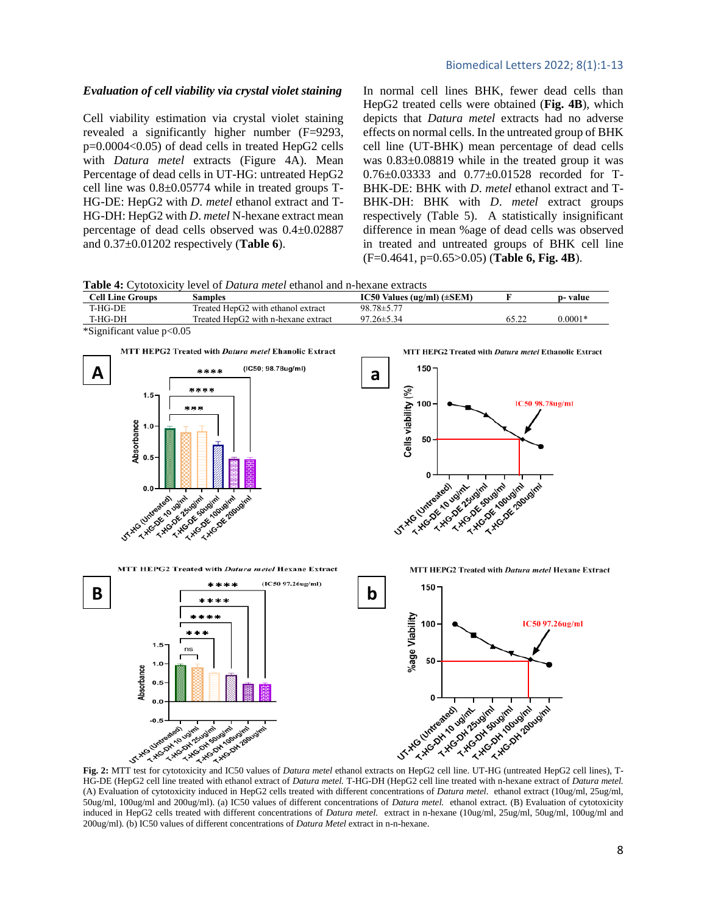### *Evaluation of cell viability via crystal violet staining*

Cell viability estimation via crystal violet staining revealed a significantly higher number (F=9293, p=0.0004<0.05) of dead cells in treated HepG2 cells with *Datura metel* extracts (Figure 4A). Mean Percentage of dead cells in UT-HG: untreated HepG2 cell line was 0.8±0.05774 while in treated groups T-HG-DE: HepG2 with *D. metel* ethanol extract and T-HG-DH: HepG2 with *D. metel* N-hexane extract mean percentage of dead cells observed was 0.4±0.02887 and 0.37±0.01202 respectively (**Table 6**).

In normal cell lines BHK, fewer dead cells than HepG2 treated cells were obtained (**Fig. 4B**), which depicts that *Datura metel* extracts had no adverse effects on normal cells. In the untreated group of BHK cell line (UT-BHK) mean percentage of dead cells was 0.83±0.08819 while in the treated group it was 0.76±0.03333 and 0.77±0.01528 recorded for T-BHK-DE: BHK with *D. metel* ethanol extract and T-BHK-DH: BHK with *D. metel* extract groups respectively (Table 5). A statistically insignificant difference in mean %age of dead cells was observed in treated and untreated groups of BHK cell line (F=0.4641, p=0.65>0.05) (**Table 6, Fig. 4B**).

**Table 4:** Cytotoxicity level of *Datura metel* ethanol and n-hexane extracts

| Cell Line Groups | Samples | IC50 Values (ug/ml) (±SEM) | F | p- value |
|---|---|---|---|---|
| T-HG-DE | Treated HepG2 with ethanol extract | 98.78±5.77 | | |
| T-HG-DH | Treated HepG2 with n-hexane extract | 97.26±5.34 | 65.22 | 0.0001* |

*Significant value p<0.05

**Fig. 2:** MTT test for cytotoxicity and IC50 values of *Datura metel* ethanol extracts on HepG2 cell line. UT-HG (untreated HepG2 cell lines), T-HG-DE (HepG2 cell line treated with ethanol extract of *Datura metel.* T-HG-DH (HepG2 cell line treated with n-hexane extract of *Datura metel.* (A) Evaluation of cytotoxicity induced in HepG2 cells treated with different concentrations of *Datura metel.* ethanol extract (10ug/ml, 25ug/ml, 50ug/ml, 100ug/ml and 200ug/ml). (a) IC50 values of different concentrations of *Datura metel.* ethanol extract. (B) Evaluation of cytotoxicity induced in HepG2 cells treated with different concentrations of *Datura metel.* extract in n-hexane (10ug/ml, 25ug/ml, 50ug/ml, 100ug/ml and 200ug/ml). (b) IC50 values of different concentrations of *Datura Metel* extract in n-n-hexane.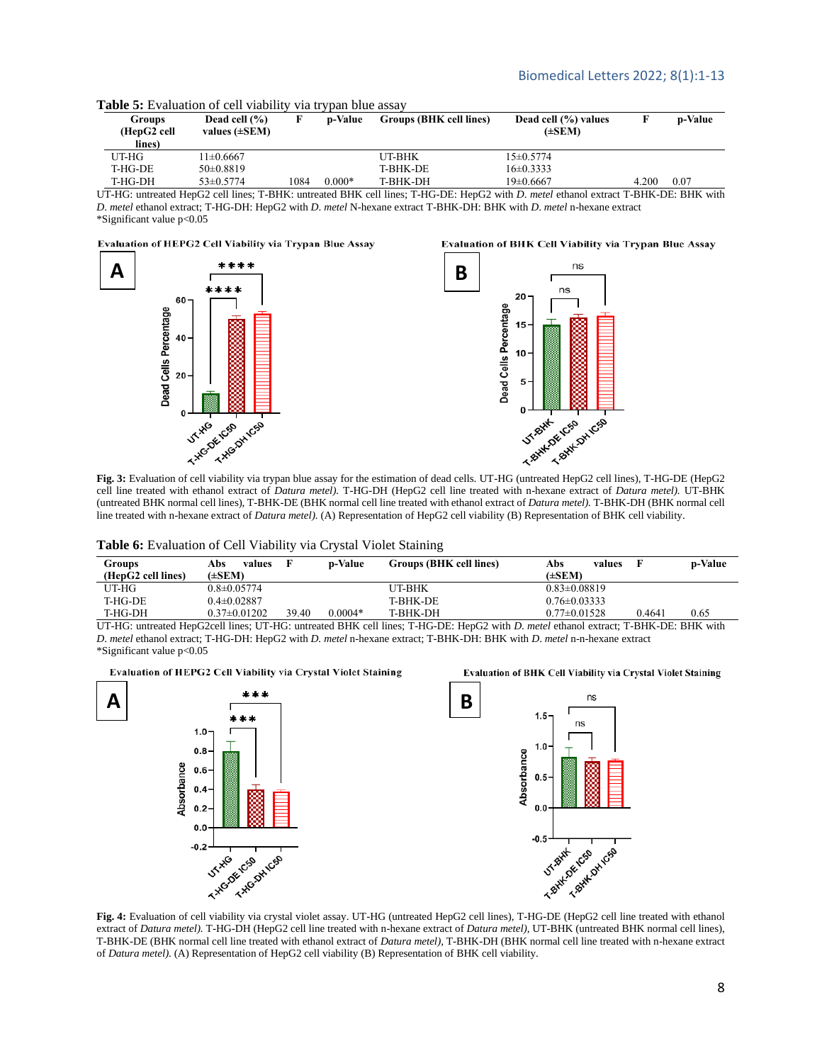**Table 5:** Evaluation of cell viability via trypan blue assay

| Groups (HepG2 cell lines) | Dead cell (%) values (±SEM) | F | p-Value | Groups (BHK cell lines) | Dead cell (%) values (±SEM) | F | p-Value |
|---|---|---|---|---|---|---|---|
| UT-HG | 11±0.6667 | | | UT-BHK | 15±0.5774 | | |
| T-HG-DE | 50±0.8819 | | | T-BHK-DE | 16±0.3333 | | |
| T-HG-DH | 53±0.5774 | 1084 | 0.000* | T-BHK-DH | 19±0.6667 | 4.200 | 0.07 |

UT-HG: untreated HepG2 cell lines; T-BHK: untreated BHK cell lines; T-HG-DE: HepG2 with *D. metel* ethanol extract T-BHK-DE: BHK with *D. metel* ethanol extract; T-HG-DH: HepG2 with *D. metel* N-hexane extract T-BHK-DH: BHK with *D. metel* n-hexane extract
*Significant value p<0.05

**Fig. 3:** Evaluation of cell viability via trypan blue assay for the estimation of dead cells. UT-HG (untreated HepG2 cell lines), T-HG-DE (HepG2 cell line treated with ethanol extract of *Datura metel).* T-HG-DH (HepG2 cell line treated with n-hexane extract of *Datura metel).* UT-BHK (untreated BHK normal cell lines), T-BHK-DE (BHK normal cell line treated with ethanol extract of *Datura metel).* T-BHK-DH (BHK normal cell line treated with n-hexane extract of *Datura metel).* (A) Representation of HepG2 cell viability (B) Representation of BHK cell viability.

**Table 6:** Evaluation of Cell Viability via Crystal Violet Staining

| Groups (HepG2 cell lines) | Abs values (±SEM) | F | p-Value | Groups (BHK cell lines) | Abs values (±SEM) | F | p-Value |
|---|---|---|---|---|---|---|---|
| UT-HG | 0.8±0.05774 | | | UT-BHK | 0.83±0.08819 | | |
| T-HG-DE | 0.4±0.02887 | | | T-BHK-DE | 0.76±0.03333 | | |
| T-HG-DH | 0.37±0.01202 | 39.40 | 0.0004* | T-BHK-DH | 0.77±0.01528 | 0.4641 | 0.65 |

UT-HG: untreated HepG2cell lines; UT-HG: untreated BHK cell lines; T-HG-DE: HepG2 with *D. metel* ethanol extract; T-BHK-DE: BHK with *D. metel* ethanol extract; T-HG-DH: HepG2 with *D. metel* n-hexane extract; T-BHK-DH: BHK with *D. metel* n-n-hexane extract
*Significant value p<0.05

**Fig. 4:** Evaluation of cell viability via crystal violet assay. UT-HG (untreated HepG2 cell lines), T-HG-DE (HepG2 cell line treated with ethanol extract of *Datura metel).* T-HG-DH (HepG2 cell line treated with n-hexane extract of *Datura metel),* UT-BHK (untreated BHK normal cell lines), T-BHK-DE (BHK normal cell line treated with ethanol extract of *Datura metel),* T-BHK-DH (BHK normal cell line treated with n-hexane extract of *Datura metel).* (A) Representation of HepG2 cell viability (B) Representation of BHK cell viability.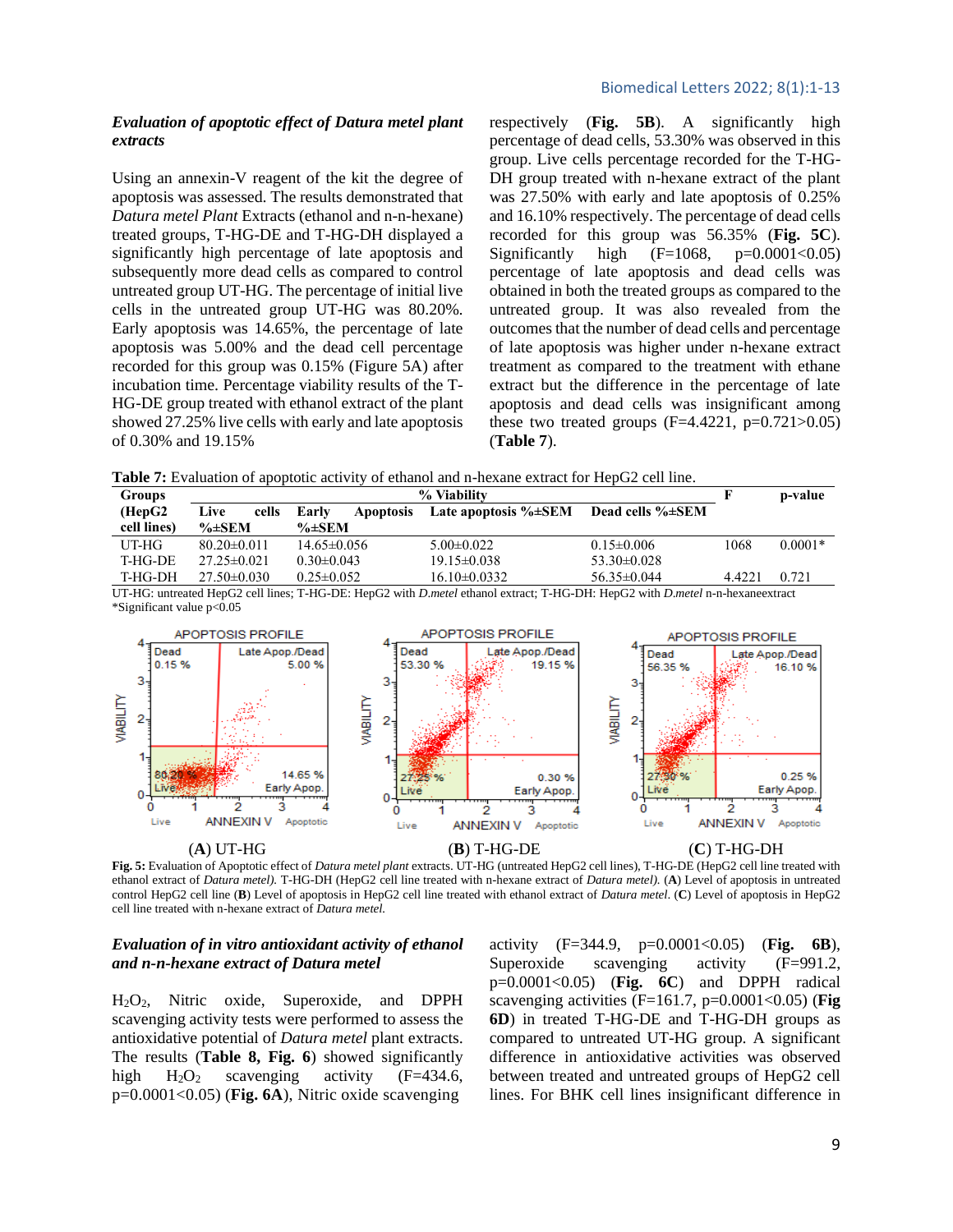### *Evaluation of apoptotic effect of Datura metel plant extracts*

Using an annexin-V reagent of the kit the degree of apoptosis was assessed. The results demonstrated that *Datura metel Plant* Extracts (ethanol and n-n-hexane) treated groups, T-HG-DE and T-HG-DH displayed a significantly high percentage of late apoptosis and subsequently more dead cells as compared to control untreated group UT-HG. The percentage of initial live cells in the untreated group UT-HG was 80.20%. Early apoptosis was 14.65%, the percentage of late apoptosis was 5.00% and the dead cell percentage recorded for this group was 0.15% (Figure 5A) after incubation time. Percentage viability results of the T-HG-DE group treated with ethanol extract of the plant showed 27.25% live cells with early and late apoptosis of 0.30% and 19.15% respectively (**Fig. 5B**). A significantly high percentage of dead cells, 53.30% was observed in this group. Live cells percentage recorded for the T-HG-DH group treated with n-hexane extract of the plant was 27.50% with early and late apoptosis of 0.25% and 16.10% respectively. The percentage of dead cells recorded for this group was 56.35% (**Fig. 5C**). Significantly high ($F=1068$, $p=0.0001<0.05$) percentage of late apoptosis and dead cells was obtained in both the treated groups as compared to the untreated group. It was also revealed from the outcomes that the number of dead cells and percentage of late apoptosis was higher under n-hexane extract treatment as compared to the treatment with ethane extract but the difference in the percentage of late apoptosis and dead cells was insignificant among these two treated groups ($F=4.4221$, $p=0.721>0.05$) (**Table 7**).

**Table 7:** Evaluation of apoptotic activity of ethanol and n-hexane extract for HepG2 cell line.

| Groups (HepG2 cell lines) | % Viability | | | | F | p-value |
|---|---|---|---|---|---|---|
| | Live cells %±SEM | Early Apoptosis %±SEM | Late apoptosis %±SEM | Dead cells %±SEM | | |
| UT-HG | 80.20±0.011 | 14.65±0.056 | 5.00±0.022 | 0.15±0.006 | 1068 | 0.0001* |
| T-HG-DE | 27.25±0.021 | 0.30±0.043 | 19.15±0.038 | 53.30±0.028 | | |
| T-HG-DH | 27.50±0.030 | 0.25±0.052 | 16.10±0.0332 | 56.35±0.044 | 4.4221 | 0.721 |

UT-HG: untreated HepG2 cell lines; T-HG-DE: HepG2 with *D.metel* ethanol extract; T-HG-DH: HepG2 with *D.metel* n-n-hexaneextract
*Significant value $p<0.05$

(**A**) UT-HG (**B**) T-HG-DE (**C**) T-HG-DH

**Fig. 5:** Evaluation of Apoptotic effect of *Datura metel plant* extracts. UT-HG (untreated HepG2 cell lines), T-HG-DE (HepG2 cell line treated with ethanol extract of *Datura metel).* T-HG-DH (HepG2 cell line treated with n-hexane extract of *Datura metel).* (**A**) Level of apoptosis in untreated control HepG2 cell line (**B**) Level of apoptosis in HepG2 cell line treated with ethanol extract of *Datura metel*. (**C**) Level of apoptosis in HepG2 cell line treated with n-hexane extract of *Datura metel.*

### *Evaluation of in vitro antioxidant activity of ethanol and n-n-hexane extract of Datura metel*

$H_2O_2$, Nitric oxide, Superoxide, and DPPH scavenging activity tests were performed to assess the antioxidative potential of *Datura metel* plant extracts. The results (**Table 8, Fig. 6**) showed significantly high $H_2O_2$ scavenging activity ($F=434.6$, $p=0.0001<0.05$) (**Fig. 6A**), Nitric oxide scavenging activity ($F=344.9$, $p=0.0001<0.05$) (**Fig. 6B**), Superoxide scavenging activity ($F=991.2$, $p=0.0001<0.05$) (**Fig. 6C**) and DPPH radical scavenging activities ($F=161.7$, $p=0.0001<0.05$) (**Fig 6D**) in treated T-HG-DE and T-HG-DH groups as compared to untreated UT-HG group. A significant difference in antioxidative activities was observed between treated and untreated groups of HepG2 cell lines. For BHK cell lines insignificant difference in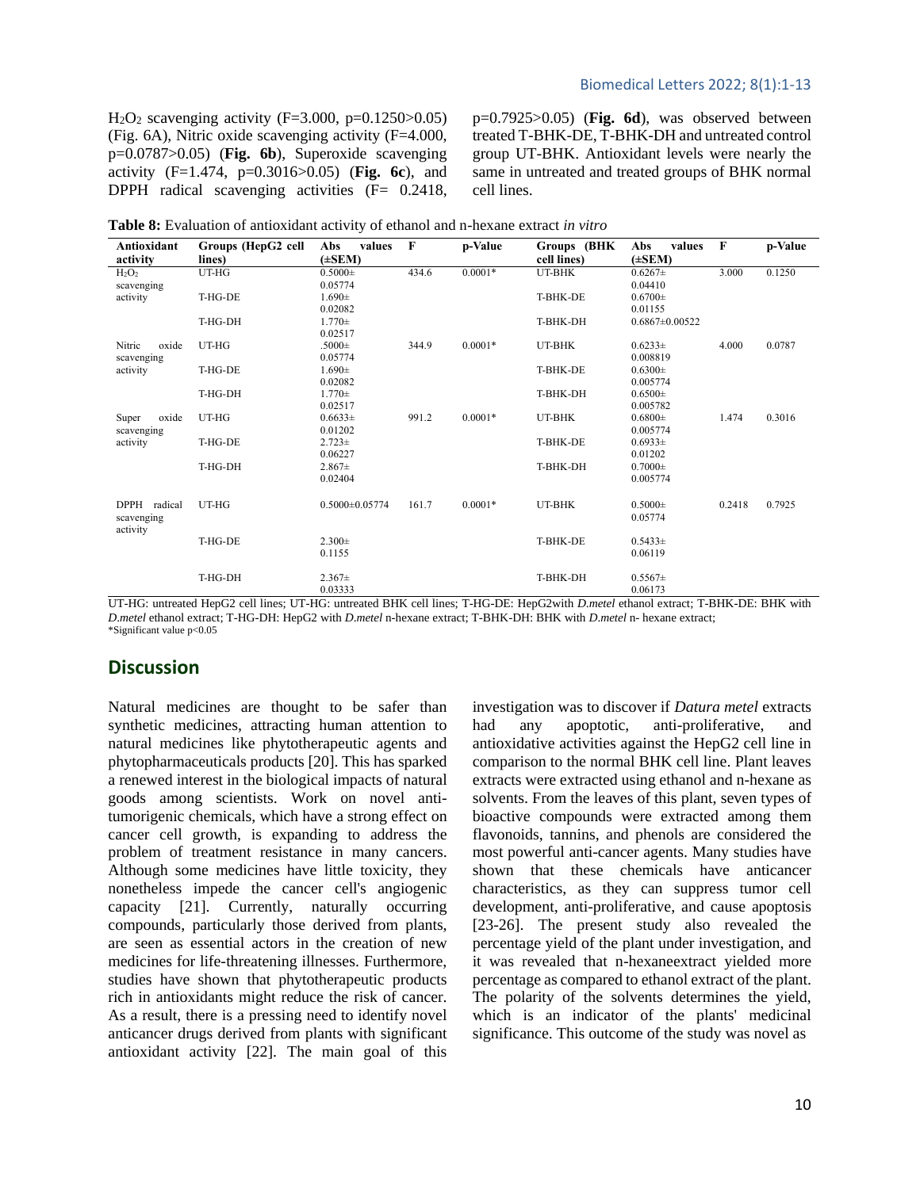$H_2O_2$ scavenging activity ($F=3.000$, $p=0.1250>0.05$) (Fig. 6A), Nitric oxide scavenging activity ($F=4.000$, $p=0.0787>0.05$) (**Fig. 6b**), Superoxide scavenging activity ($F=1.474$, $p=0.3016>0.05$) (**Fig. 6c**), and DPPH radical scavenging activities ($F= 0.2418$, $p=0.7925>0.05$) (**Fig. 6d**), was observed between treated T-BHK-DE, T-BHK-DH and untreated control group UT-BHK. Antioxidant levels were nearly the same in untreated and treated groups of BHK normal cell lines.

**Table 8:** Evaluation of antioxidant activity of ethanol and n-hexane extract *in vitro*

| Antioxidant activity | Groups (HepG2 cell lines) | Abs values (±SEM) | F | p-Value | Groups (BHK cell lines) | Abs values (±SEM) | F | p-Value |
|---|---|---|---|---|---|---|---|---|
| $H_2O_2$ scavenging activity | UT-HG | 0.5000± 0.05774 | 434.6 | 0.0001* | UT-BHK | 0.6267± 0.04410 | 3.000 | 0.1250 |
| | T-HG-DE | 1.690± 0.02082 | | | T-BHK-DE | 0.6700± 0.01155 | | |
| | T-HG-DH | 1.770± 0.02517 | | | T-BHK-DH | 0.6867±0.00522 | | |
| Nitric oxide scavenging activity | UT-HG | .5000± 0.05774 | 344.9 | 0.0001* | UT-BHK | 0.6233± 0.008819 | 4.000 | 0.0787 |
| | T-HG-DE | 1.690± 0.02082 | | | T-BHK-DE | 0.6300± 0.005774 | | |
| | T-HG-DH | 1.770± 0.02517 | | | T-BHK-DH | 0.6500± 0.005782 | | |
| Super oxide scavenging activity | UT-HG | 0.6633± 0.01202 | 991.2 | 0.0001* | UT-BHK | 0.6800± 0.005774 | 1.474 | 0.3016 |
| | T-HG-DE | 2.723± 0.06227 | | | T-BHK-DE | 0.6933± 0.01202 | | |
| | T-HG-DH | 2.867± 0.02404 | | | T-BHK-DH | 0.7000± 0.005774 | | |
| DPPH radical scavenging activity | UT-HG | 0.5000±0.05774 | 161.7 | 0.0001* | UT-BHK | 0.5000± 0.05774 | 0.2418 | 0.7925 |
| | T-HG-DE | 2.300± 0.1155 | | | T-BHK-DE | 0.5433± 0.06119 | | |
| | T-HG-DH | 2.367± 0.03333 | | | T-BHK-DH | 0.5567± 0.06173 | | |

UT-HG: untreated HepG2 cell lines; UT-HG: untreated BHK cell lines; T-HG-DE: HepG2with *D.metel* ethanol extract; T-BHK-DE: BHK with *D.metel* ethanol extract; T-HG-DH: HepG2 with *D.metel* n-hexane extract; T-BHK-DH: BHK with *D.metel* n- hexane extract;
*Significant value $p<0.05$

## Discussion

Natural medicines are thought to be safer than synthetic medicines, attracting human attention to natural medicines like phytotherapeutic agents and phytopharmaceuticals products [20]. This has sparked a renewed interest in the biological impacts of natural goods among scientists. Work on novel anti-tumorigenic chemicals, which have a strong effect on cancer cell growth, is expanding to address the problem of treatment resistance in many cancers. Although some medicines have little toxicity, they nonetheless impede the cancer cell's angiogenic capacity [21]. Currently, naturally occurring compounds, particularly those derived from plants, are seen as essential actors in the creation of new medicines for life-threatening illnesses. Furthermore, studies have shown that phytotherapeutic products rich in antioxidants might reduce the risk of cancer. As a result, there is a pressing need to identify novel anticancer drugs derived from plants with significant antioxidant activity [22]. The main goal of this investigation was to discover if *Datura metel* extracts had any apoptotic, anti-proliferative, and antioxidative activities against the HepG2 cell line in comparison to the normal BHK cell line. Plant leaves extracts were extracted using ethanol and n-hexane as solvents. From the leaves of this plant, seven types of bioactive compounds were extracted among them flavonoids, tannins, and phenols are considered the most powerful anti-cancer agents. Many studies have shown that these chemicals have anticancer characteristics, as they can suppress tumor cell development, anti-proliferative, and cause apoptosis [23-26]. The present study also revealed the percentage yield of the plant under investigation, and it was revealed that n-hexaneextract yielded more percentage as compared to ethanol extract of the plant. The polarity of the solvents determines the yield, which is an indicator of the plants' medicinal significance. This outcome of the study was novel as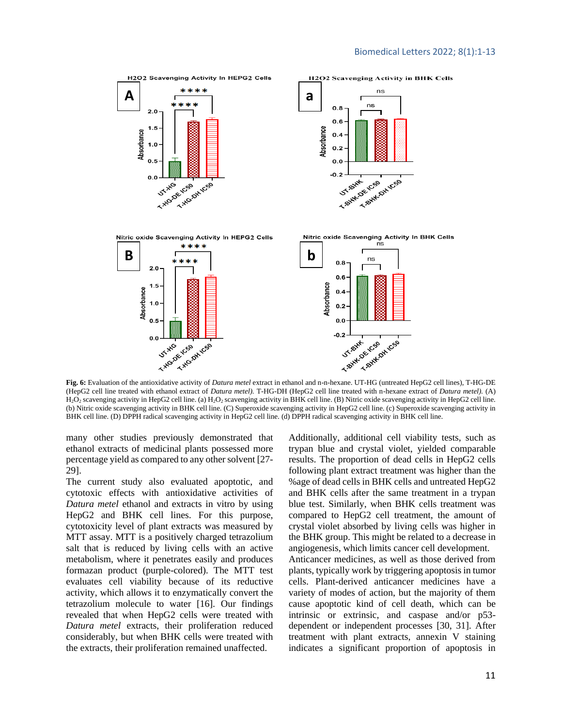**Fig. 6:** Evaluation of the antioxidative activity of *Datura metel* extract in ethanol and n-n-hexane. UT-HG (untreated HepG2 cell lines), T-HG-DE (HepG2 cell line treated with ethanol extract of *Datura metel).* T-HG-DH (HepG2 cell line treated with n-hexane extract of *Datura metel).* (A) $H_2O_2$ scavenging activity in HepG2 cell line. (a) $H_2O_2$ scavenging activity in BHK cell line. (B) Nitric oxide scavenging activity in HepG2 cell line. (b) Nitric oxide scavenging activity in BHK cell line. (C) Superoxide scavenging activity in HepG2 cell line. (c) Superoxide scavenging activity in BHK cell line. (D) DPPH radical scavenging activity in HepG2 cell line. (d) DPPH radical scavenging activity in BHK cell line.

many other studies previously demonstrated that ethanol extracts of medicinal plants possessed more percentage yield as compared to any other solvent [27-29].

The current study also evaluated apoptotic, and cytotoxic effects with antioxidative activities of *Datura metel* ethanol and extracts in vitro by using HepG2 and BHK cell lines. For this purpose, cytotoxicity level of plant extracts was measured by MTT assay. MTT is a positively charged tetrazolium salt that is reduced by living cells with an active metabolism, where it penetrates easily and produces formazan product (purple-colored). The MTT test evaluates cell viability because of its reductive activity, which allows it to enzymatically convert the tetrazolium molecule to water [16]. Our findings revealed that when HepG2 cells were treated with *Datura metel* extracts, their proliferation reduced considerably, but when BHK cells were treated with the extracts, their proliferation remained unaffected. Additionally, additional cell viability tests, such as trypan blue and crystal violet, yielded comparable results. The proportion of dead cells in HepG2 cells following plant extract treatment was higher than the %age of dead cells in BHK cells and untreated HepG2 and BHK cells after the same treatment in a trypan blue test. Similarly, when BHK cells treatment was compared to HepG2 cell treatment, the amount of crystal violet absorbed by living cells was higher in the BHK group. This might be related to a decrease in angiogenesis, which limits cancer cell development.

Anticancer medicines, as well as those derived from plants, typically work by triggering apoptosis in tumor cells. Plant-derived anticancer medicines have a variety of modes of action, but the majority of them cause apoptotic kind of cell death, which can be intrinsic or extrinsic, and caspase and/or p53-dependent or independent processes [30, 31]. After treatment with plant extracts, annexin V staining indicates a significant proportion of apoptosis in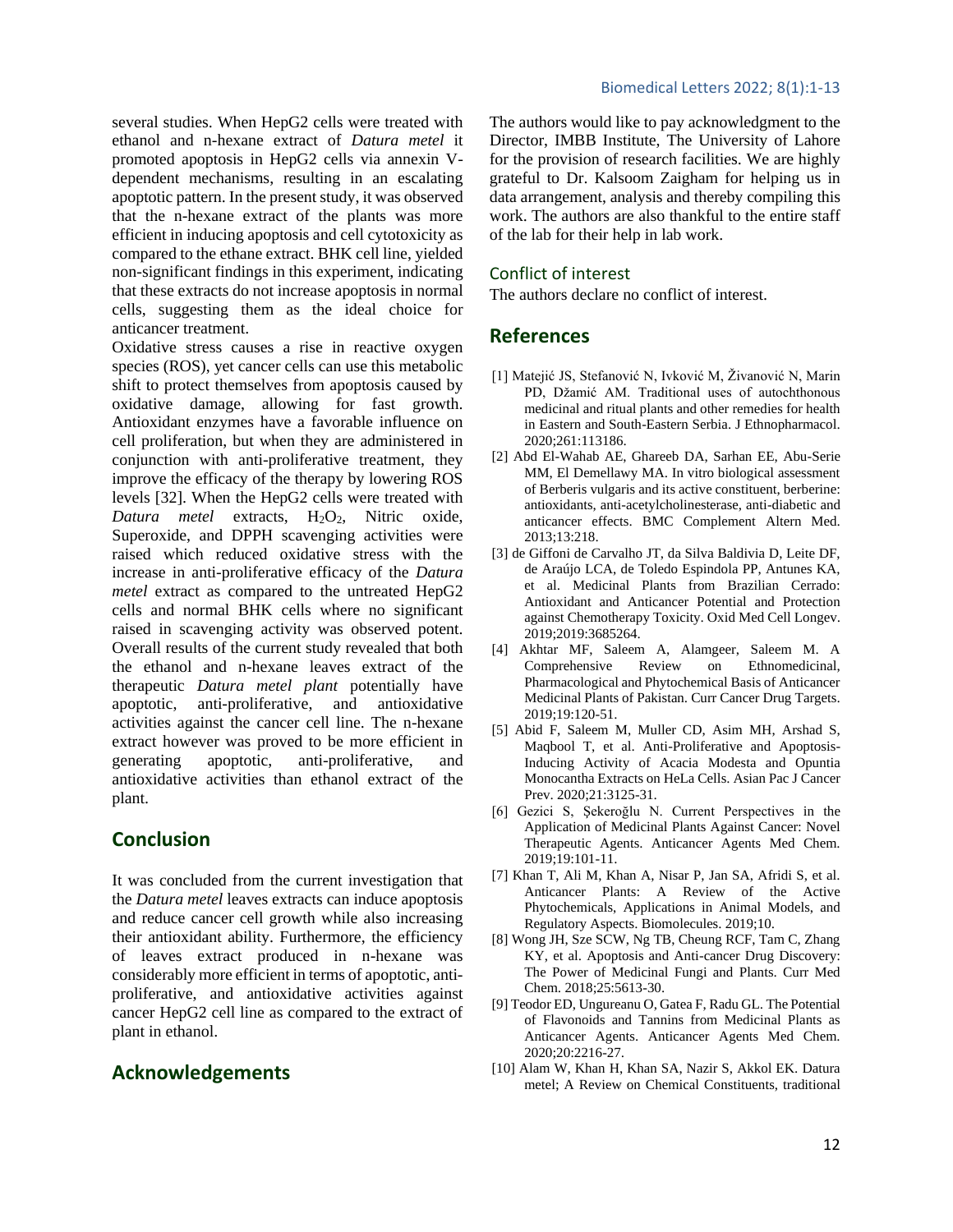several studies. When HepG2 cells were treated with ethanol and n-hexane extract of *Datura metel* it promoted apoptosis in HepG2 cells via annexin V-dependent mechanisms, resulting in an escalating apoptotic pattern. In the present study, it was observed that the n-hexane extract of the plants was more efficient in inducing apoptosis and cell cytotoxicity as compared to the ethane extract. BHK cell line, yielded non-significant findings in this experiment, indicating that these extracts do not increase apoptosis in normal cells, suggesting them as the ideal choice for anticancer treatment.

Oxidative stress causes a rise in reactive oxygen species (ROS), yet cancer cells can use this metabolic shift to protect themselves from apoptosis caused by oxidative damage, allowing for fast growth. Antioxidant enzymes have a favorable influence on cell proliferation, but when they are administered in conjunction with anti-proliferative treatment, they improve the efficacy of the therapy by lowering ROS levels [32]. When the HepG2 cells were treated with *Datura metel* extracts, $H_2O_2$, Nitric oxide, Superoxide, and DPPH scavenging activities were raised which reduced oxidative stress with the increase in anti-proliferative efficacy of the *Datura metel* extract as compared to the untreated HepG2 cells and normal BHK cells where no significant raised in scavenging activity was observed potent. Overall results of the current study revealed that both the ethanol and n-hexane leaves extract of the therapeutic *Datura metel plant* potentially have apoptotic, anti-proliferative, and antioxidative activities against the cancer cell line. The n-hexane extract however was proved to be more efficient in generating apoptotic, anti-proliferative, and antioxidative activities than ethanol extract of the plant.

## Conclusion

It was concluded from the current investigation that the *Datura metel* leaves extracts can induce apoptosis and reduce cancer cell growth while also increasing their antioxidant ability. Furthermore, the efficiency of leaves extract produced in n-hexane was considerably more efficient in terms of apoptotic, anti-proliferative, and antioxidative activities against cancer HepG2 cell line as compared to the extract of plant in ethanol.

## Acknowledgements

The authors would like to pay acknowledgment to the Director, IMBB Institute, The University of Lahore for the provision of research facilities. We are highly grateful to Dr. Kalsoom Zaigham for helping us in data arrangement, analysis and thereby compiling this work. The authors are also thankful to the entire staff of the lab for their help in lab work.

### Conflict of interest

The authors declare no conflict of interest.

## References

[1] Matejić JS, Stefanović N, Ivković M, Živanović N, Marin PD, Džamić AM. Traditional uses of autochthonous medicinal and ritual plants and other remedies for health in Eastern and South-Eastern Serbia. J Ethnopharmacol. 2020;261:113186.

[2] Abd El-Wahab AE, Ghareeb DA, Sarhan EE, Abu-Serie MM, El Demellawy MA. In vitro biological assessment of Berberis vulgaris and its active constituent, berberine: antioxidants, anti-acetylcholinesterase, anti-diabetic and anticancer effects. BMC Complement Altern Med. 2013;13:218.

[3] de Giffoni de Carvalho JT, da Silva Baldivia D, Leite DF, de Araújo LCA, de Toledo Espindola PP, Antunes KA, et al. Medicinal Plants from Brazilian Cerrado: Antioxidant and Anticancer Potential and Protection against Chemotherapy Toxicity. Oxid Med Cell Longev. 2019;2019:3685264.

[4] Akhtar MF, Saleem A, Alamgeer, Saleem M. A Comprehensive Review on Ethnomedicinal, Pharmacological and Phytochemical Basis of Anticancer Medicinal Plants of Pakistan. Curr Cancer Drug Targets. 2019;19:120-51.

[5] Abid F, Saleem M, Muller CD, Asim MH, Arshad S, Maqbool T, et al. Anti-Proliferative and Apoptosis-Inducing Activity of Acacia Modesta and Opuntia Monocantha Extracts on HeLa Cells. Asian Pac J Cancer Prev. 2020;21:3125-31.

[6] Gezici S, Şekeroğlu N. Current Perspectives in the Application of Medicinal Plants Against Cancer: Novel Therapeutic Agents. Anticancer Agents Med Chem. 2019;19:101-11.

[7] Khan T, Ali M, Khan A, Nisar P, Jan SA, Afridi S, et al. Anticancer Plants: A Review of the Active Phytochemicals, Applications in Animal Models, and Regulatory Aspects. Biomolecules. 2019;10.

[8] Wong JH, Sze SCW, Ng TB, Cheung RCF, Tam C, Zhang KY, et al. Apoptosis and Anti-cancer Drug Discovery: The Power of Medicinal Fungi and Plants. Curr Med Chem. 2018;25:5613-30.

[9] Teodor ED, Ungureanu O, Gatea F, Radu GL. The Potential of Flavonoids and Tannins from Medicinal Plants as Anticancer Agents. Anticancer Agents Med Chem. 2020;20:2216-27.

[10] Alam W, Khan H, Khan SA, Nazir S, Akkol EK. Datura metel; A Review on Chemical Constituents, traditional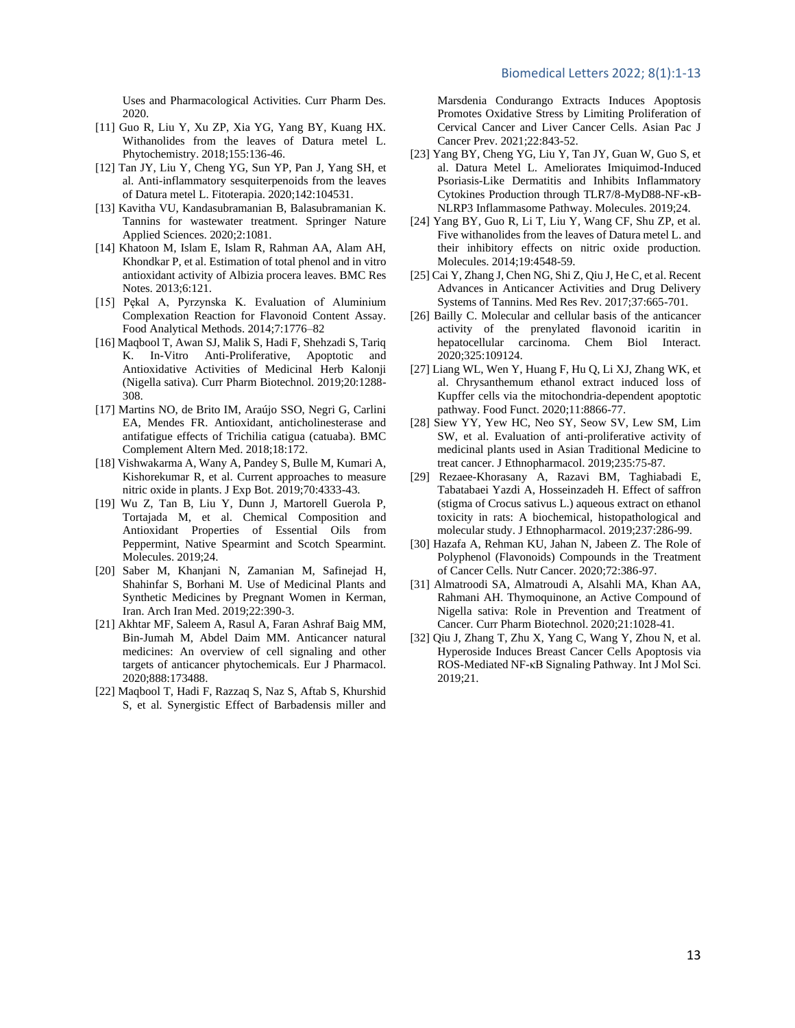Uses and Pharmacological Activities. Curr Pharm Des. 2020.

[11] Guo R, Liu Y, Xu ZP, Xia YG, Yang BY, Kuang HX. Withanolides from the leaves of Datura metel L. Phytochemistry. 2018;155:136-46.

[12] Tan JY, Liu Y, Cheng YG, Sun YP, Pan J, Yang SH, et al. Anti-inflammatory sesquiterpenoids from the leaves of Datura metel L. Fitoterapia. 2020;142:104531.

[13] Kavitha VU, Kandasubramanian B, Balasubramanian K. Tannins for wastewater treatment. Springer Nature Applied Sciences. 2020;2:1081.

[14] Khatoon M, Islam E, Islam R, Rahman AA, Alam AH, Khondkar P, et al. Estimation of total phenol and in vitro antioxidant activity of Albizia procera leaves. BMC Res Notes. 2013;6:121.

[15] Pękal A, Pyrzynska K. Evaluation of Aluminium Complexation Reaction for Flavonoid Content Assay. Food Analytical Methods. 2014;7:1776–82

[16] Maqbool T, Awan SJ, Malik S, Hadi F, Shehzadi S, Tariq K. In-Vitro Anti-Proliferative, Apoptotic and Antioxidative Activities of Medicinal Herb Kalonji (Nigella sativa). Curr Pharm Biotechnol. 2019;20:1288-308.

[17] Martins NO, de Brito IM, Araújo SSO, Negri G, Carlini EA, Mendes FR. Antioxidant, anticholinesterase and antifatigue effects of Trichilia catigua (catuaba). BMC Complement Altern Med. 2018;18:172.

[18] Vishwakarma A, Wany A, Pandey S, Bulle M, Kumari A, Kishorekumar R, et al. Current approaches to measure nitric oxide in plants. J Exp Bot. 2019;70:4333-43.

[19] Wu Z, Tan B, Liu Y, Dunn J, Martorell Guerola P, Tortajada M, et al. Chemical Composition and Antioxidant Properties of Essential Oils from Peppermint, Native Spearmint and Scotch Spearmint. Molecules. 2019;24.

[20] Saber M, Khanjani N, Zamanian M, Safinejad H, Shahinfar S, Borhani M. Use of Medicinal Plants and Synthetic Medicines by Pregnant Women in Kerman, Iran. Arch Iran Med. 2019;22:390-3.

[21] Akhtar MF, Saleem A, Rasul A, Faran Ashraf Baig MM, Bin-Jumah M, Abdel Daim MM. Anticancer natural medicines: An overview of cell signaling and other targets of anticancer phytochemicals. Eur J Pharmacol. 2020;888:173488.

[22] Maqbool T, Hadi F, Razzaq S, Naz S, Aftab S, Khurshid S, et al. Synergistic Effect of Barbadensis miller and Marsdenia Condurango Extracts Induces Apoptosis Promotes Oxidative Stress by Limiting Proliferation of Cervical Cancer and Liver Cancer Cells. Asian Pac J Cancer Prev. 2021;22:843-52.

[23] Yang BY, Cheng YG, Liu Y, Tan JY, Guan W, Guo S, et al. Datura Metel L. Ameliorates Imiquimod-Induced Psoriasis-Like Dermatitis and Inhibits Inflammatory Cytokines Production through TLR7/8-MyD88-NF-κB-NLRP3 Inflammasome Pathway. Molecules. 2019;24.

[24] Yang BY, Guo R, Li T, Liu Y, Wang CF, Shu ZP, et al. Five withanolides from the leaves of Datura metel L. and their inhibitory effects on nitric oxide production. Molecules. 2014;19:4548-59.

[25] Cai Y, Zhang J, Chen NG, Shi Z, Qiu J, He C, et al. Recent Advances in Anticancer Activities and Drug Delivery Systems of Tannins. Med Res Rev. 2017;37:665-701.

[26] Bailly C. Molecular and cellular basis of the anticancer activity of the prenylated flavonoid icaritin in hepatocellular carcinoma. Chem Biol Interact. 2020;325:109124.

[27] Liang WL, Wen Y, Huang F, Hu Q, Li XJ, Zhang WK, et al. Chrysanthemum ethanol extract induced loss of Kupffer cells via the mitochondria-dependent apoptotic pathway. Food Funct. 2020;11:8866-77.

[28] Siew YY, Yew HC, Neo SY, Seow SV, Lew SM, Lim SW, et al. Evaluation of anti-proliferative activity of medicinal plants used in Asian Traditional Medicine to treat cancer. J Ethnopharmacol. 2019;235:75-87.

[29] Rezaee-Khorasany A, Razavi BM, Taghiabadi E, Tabatabaei Yazdi A, Hosseinzadeh H. Effect of saffron (stigma of Crocus sativus L.) aqueous extract on ethanol toxicity in rats: A biochemical, histopathological and molecular study. J Ethnopharmacol. 2019;237:286-99.

[30] Hazafa A, Rehman KU, Jahan N, Jabeen Z. The Role of Polyphenol (Flavonoids) Compounds in the Treatment of Cancer Cells. Nutr Cancer. 2020;72:386-97.

[31] Almatroodi SA, Almatroudi A, Alsahli MA, Khan AA, Rahmani AH. Thymoquinone, an Active Compound of Nigella sativa: Role in Prevention and Treatment of Cancer. Curr Pharm Biotechnol. 2020;21:1028-41.

[32] Qiu J, Zhang T, Zhu X, Yang C, Wang Y, Zhou N, et al. Hyperoside Induces Breast Cancer Cells Apoptosis via ROS-Mediated NF-κB Signaling Pathway. Int J Mol Sci. 2019;21.